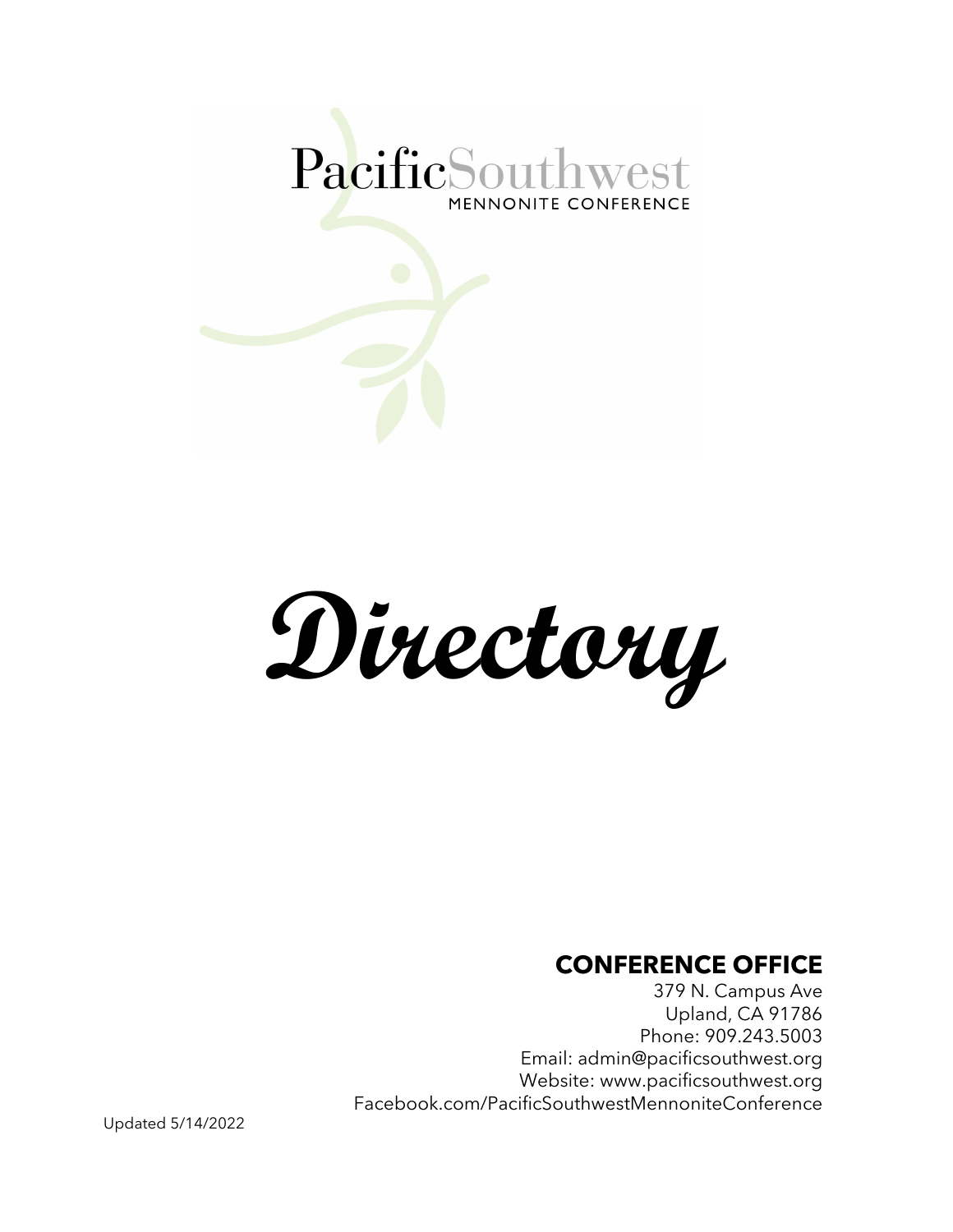# Pacific Southwest

MENNONITE CONFERENCE

# *Directory*

## CONFERENCE OFFICE

379 N. Campus Ave
Upland, CA 91786
Phone: 909.243.5003
Email: admin@pacificsouthwest.org
Website: www.pacificsouthwest.org
Facebook.com/PacificSouthwestMennoniteConference

Updated 5/14/2022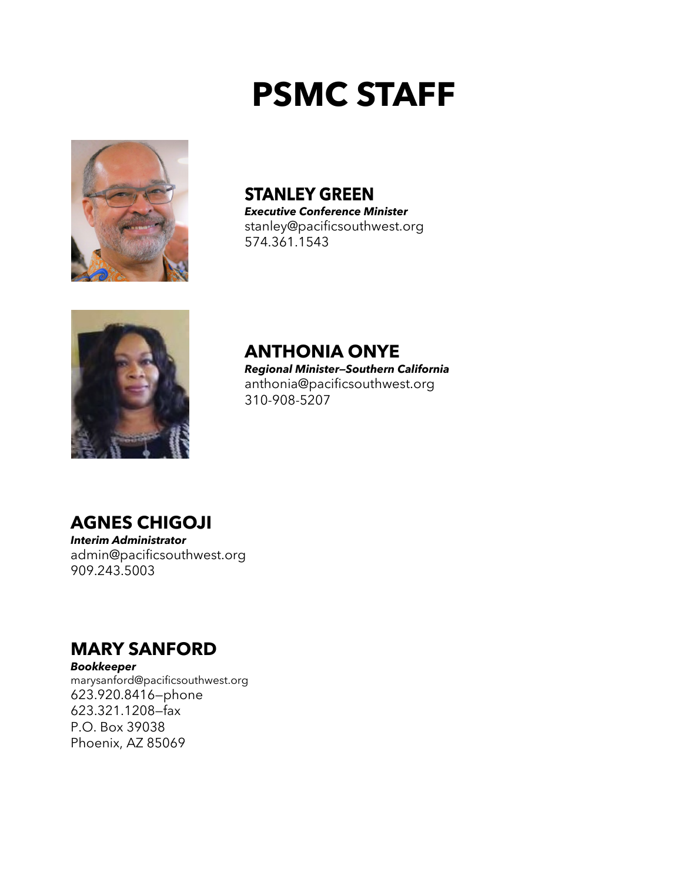# PSMC STAFF

## STANLEY GREEN

***Executive Conference Minister***
stanley@pacificsouthwest.org
574.361.1543

## ANTHONIA ONYE

***Regional Minister—Southern California***
anthonia@pacificsouthwest.org
310-908-5207

## AGNES CHIGOJI

***Interim Administrator***
admin@pacificsouthwest.org
909.243.5003

## MARY SANFORD

***Bookkeeper***
marysanford@pacificsouthwest.org
623.920.8416—phone
623.321.1208—fax
P.O. Box 39038
Phoenix, AZ 85069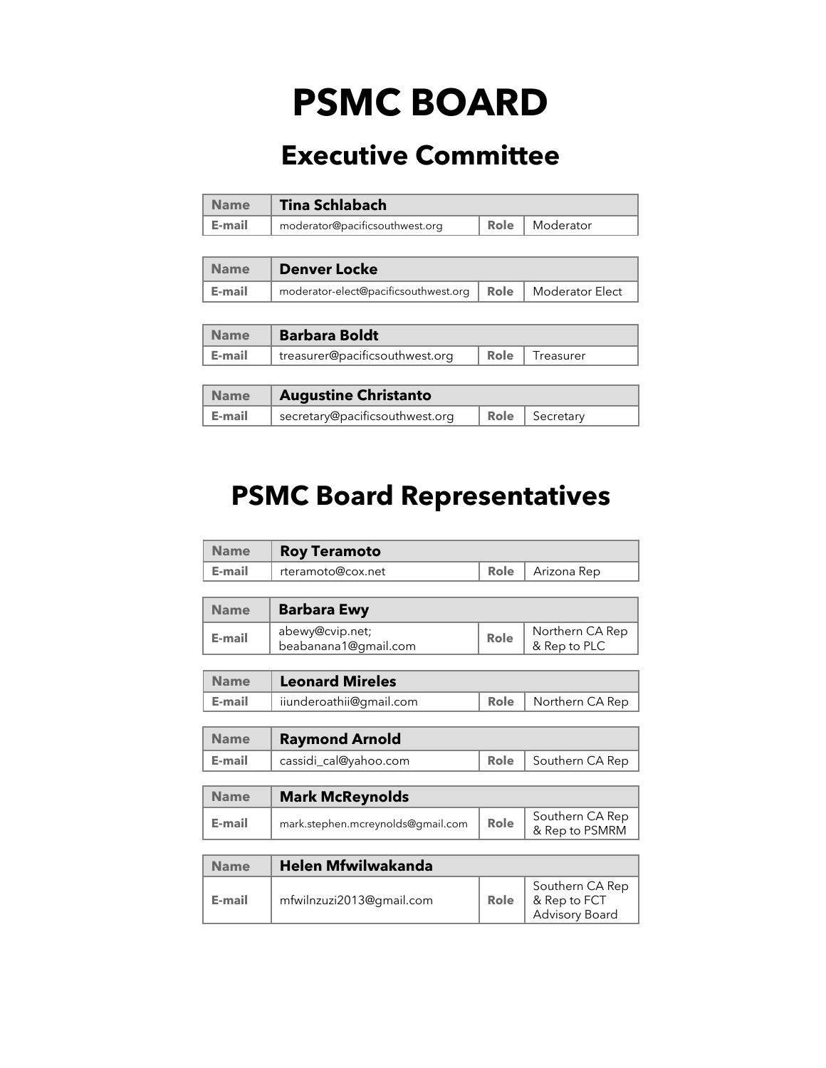# PSMC BOARD

## Executive Committee

| Name | Tina Schlabach | | |
|---|---|---|---|
| E-mail | moderator@pacificsouthwest.org | Role | Moderator |

| Name | Denver Locke | | |
|---|---|---|---|
| E-mail | moderator-elect@pacificsouthwest.org | Role | Moderator Elect |

| Name | Barbara Boldt | | |
|---|---|---|---|
| E-mail | treasurer@pacificsouthwest.org | Role | Treasurer |

| Name | Augustine Christanto | | |
|---|---|---|---|
| E-mail | secretary@pacificsouthwest.org | Role | Secretary |

## PSMC Board Representatives

| Name | Roy Teramoto | | |
|---|---|---|---|
| E-mail | rteramoto@cox.net | Role | Arizona Rep |

| Name | Barbara Ewy | | |
|---|---|---|---|
| E-mail | abewy@cvip.net; beabanana1@gmail.com | Role | Northern CA Rep & Rep to PLC |

| Name | Leonard Mireles | | |
|---|---|---|---|
| E-mail | iiunderoathii@gmail.com | Role | Northern CA Rep |

| Name | Raymond Arnold | | |
|---|---|---|---|
| E-mail | cassidi_cal@yahoo.com | Role | Southern CA Rep |

| Name | Mark McReynolds | | |
|---|---|---|---|
| E-mail | mark.stephen.mcreynolds@gmail.com | Role | Southern CA Rep & Rep to PSMRM |

| Name | Helen Mfwilwakanda | | |
|---|---|---|---|
| E-mail | mfwilnzuzi2013@gmail.com | Role | Southern CA Rep & Rep to FCT Advisory Board |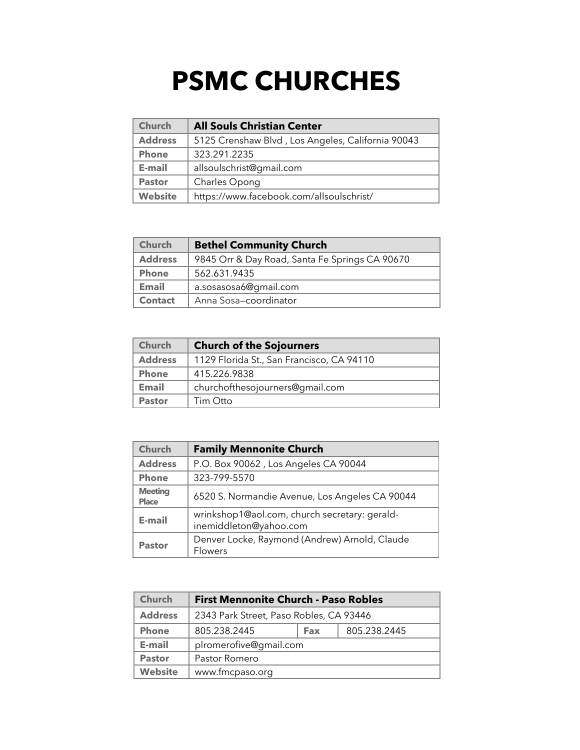# PSMC CHURCHES

| Church | All Souls Christian Center |
| --- | --- |
| Address | 5125 Crenshaw Blvd , Los Angeles, California 90043 |
| Phone | 323.291.2235 |
| E-mail | allsoulschrist@gmail.com |
| Pastor | Charles Opong |
| Website | https://www.facebook.com/allsoulschrist/ |

| Church | Bethel Community Church |
| --- | --- |
| Address | 9845 Orr & Day Road, Santa Fe Springs CA 90670 |
| Phone | 562.631.9435 |
| Email | a.sosasosa6@gmail.com |
| Contact | Anna Sosa—coordinator |

| Church | Church of the Sojourners |
| --- | --- |
| Address | 1129 Florida St., San Francisco, CA 94110 |
| Phone | 415.226.9838 |
| Email | churchofthesojourners@gmail.com |
| Pastor | Tim Otto |

| Church | Family Mennonite Church |
| --- | --- |
| Address | P.O. Box 90062 , Los Angeles CA 90044 |
| Phone | 323-799-5570 |
| Meeting Place | 6520 S. Normandie Avenue, Los Angeles CA 90044 |
| E-mail | wrinkshop1@aol.com, church secretary: geraldinemiddleton@yahoo.com |
| Pastor | Denver Locke, Raymond (Andrew) Arnold, Claude Flowers |

| Church | First Mennonite Church - Paso Robles | | |
| --- | --- | --- | --- |
| Address | 2343 Park Street, Paso Robles, CA 93446 | | |
| Phone | 805.238.2445 | Fax | 805.238.2445 |
| E-mail | plromerofive@gmail.com | | |
| Pastor | Pastor Romero | | |
| Website | www.fmcpaso.org | | |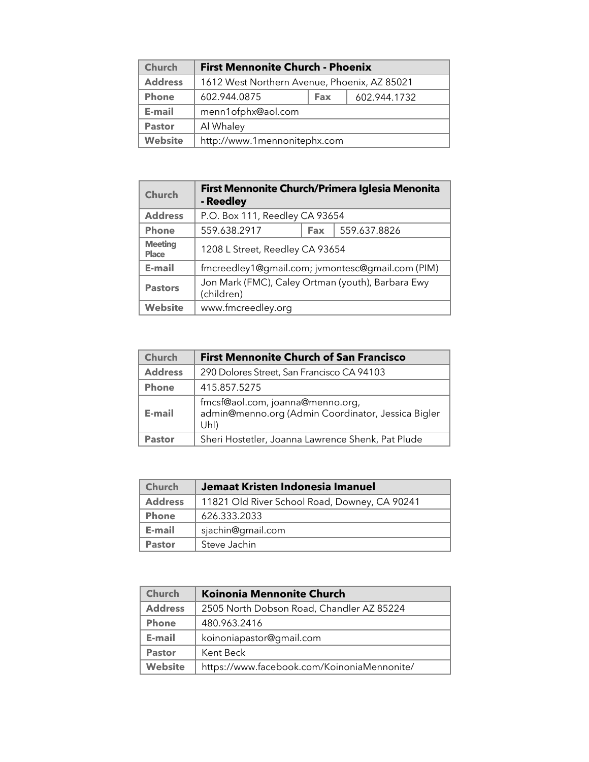| Church | First Mennonite Church - Phoenix | | |
|---|---|---|---|
| Address | 1612 West Northern Avenue, Phoenix, AZ 85021 | | |
| Phone | 602.944.0875 | Fax | 602.944.1732 |
| E-mail | menn1ofphx@aol.com | | |
| Pastor | Al Whaley | | |
| Website | http://www.1mennonitephx.com | | |

| Church | First Mennonite Church/Primera Iglesia Menonita - Reedley | | |
|---|---|---|---|
| Address | P.O. Box 111, Reedley CA 93654 | | |
| Phone | 559.638.2917 | Fax | 559.637.8826 |
| Meeting Place | 1208 L Street, Reedley CA 93654 | | |
| E-mail | fmcreedley1@gmail.com; jvmontesc@gmail.com (PIM) | | |
| Pastors | Jon Mark (FMC), Caley Ortman (youth), Barbara Ewy (children) | | |
| Website | www.fmcreedley.org | | |

| Church | First Mennonite Church of San Francisco |
|---|---|
| Address | 290 Dolores Street, San Francisco CA 94103 |
| Phone | 415.857.5275 |
| E-mail | fmcsf@aol.com, joanna@menno.org, admin@menno.org (Admin Coordinator, Jessica Bigler Uhl) |
| Pastor | Sheri Hostetler, Joanna Lawrence Shenk, Pat Plude |

| Church | Jemaat Kristen Indonesia Imanuel |
|---|---|
| Address | 11821 Old River School Road, Downey, CA 90241 |
| Phone | 626.333.2033 |
| E-mail | sjachin@gmail.com |
| Pastor | Steve Jachin |

| Church | Koinonia Mennonite Church |
|---|---|
| Address | 2505 North Dobson Road, Chandler AZ 85224 |
| Phone | 480.963.2416 |
| E-mail | koinoniapastor@gmail.com |
| Pastor | Kent Beck |
| Website | https://www.facebook.com/KoinoniaMennonite/ |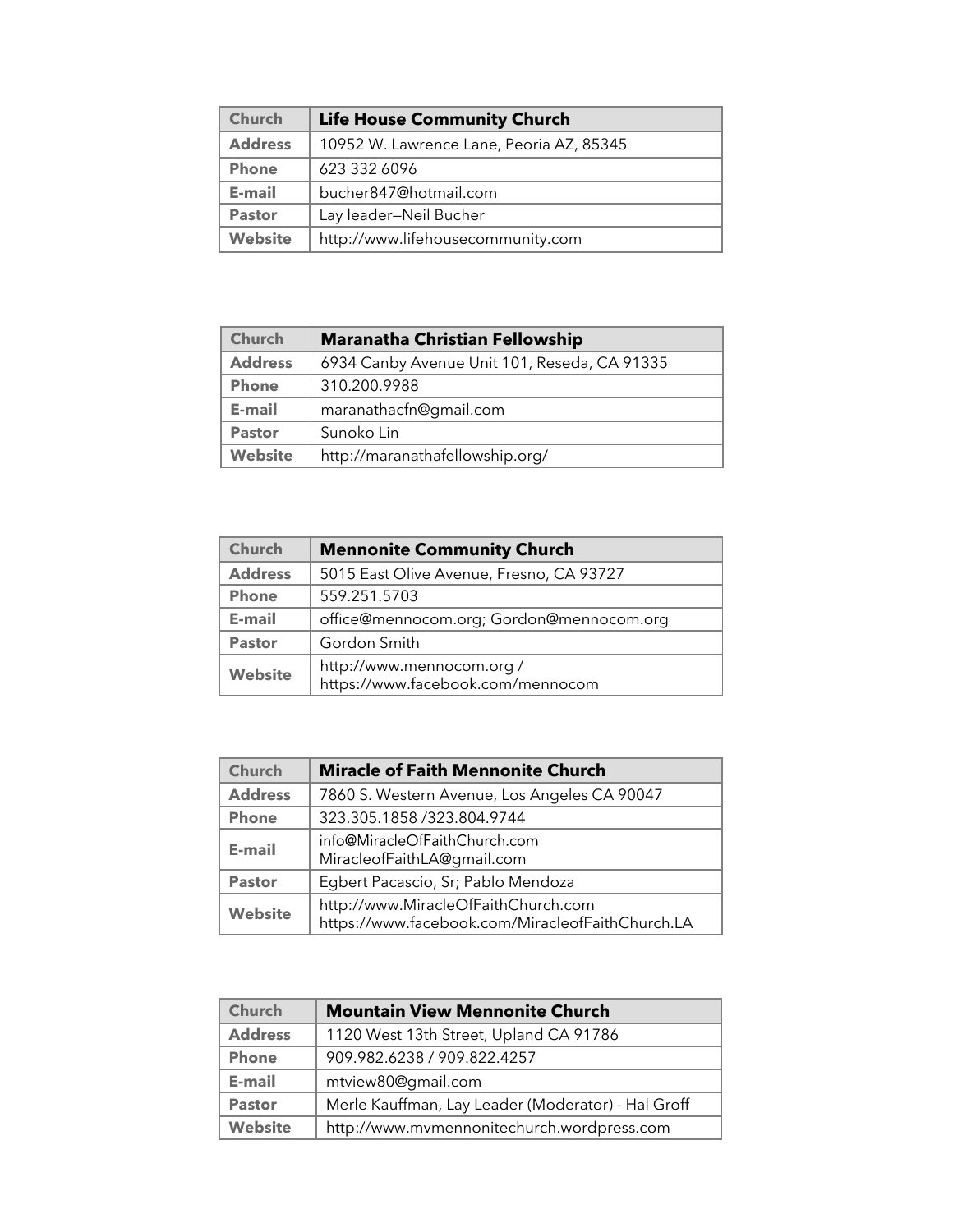| Church | Life House Community Church |
| --- | --- |
| Address | 10952 W. Lawrence Lane, Peoria AZ, 85345 |
| Phone | 623 332 6096 |
| E-mail | bucher847@hotmail.com |
| Pastor | Lay leader—Neil Bucher |
| Website | http://www.lifehousecommunity.com |

| Church | Maranatha Christian Fellowship |
| --- | --- |
| Address | 6934 Canby Avenue Unit 101, Reseda, CA 91335 |
| Phone | 310.200.9988 |
| E-mail | maranathacfn@gmail.com |
| Pastor | Sunoko Lin |
| Website | http://maranathafellowship.org/ |

| Church | Mennonite Community Church |
| --- | --- |
| Address | 5015 East Olive Avenue, Fresno, CA 93727 |
| Phone | 559.251.5703 |
| E-mail | office@mennocom.org; Gordon@mennocom.org |
| Pastor | Gordon Smith |
| Website | http://www.mennocom.org / https://www.facebook.com/mennocom |

| Church | Miracle of Faith Mennonite Church |
| --- | --- |
| Address | 7860 S. Western Avenue, Los Angeles CA 90047 |
| Phone | 323.305.1858 /323.804.9744 |
| E-mail | info@MiracleOfFaithChurch.com MiracleofFaithLA@gmail.com |
| Pastor | Egbert Pacascio, Sr; Pablo Mendoza |
| Website | http://www.MiracleOfFaithChurch.com https://www.facebook.com/MiracleofFaithChurch.LA |

| Church | Mountain View Mennonite Church |
| --- | --- |
| Address | 1120 West 13th Street, Upland CA 91786 |
| Phone | 909.982.6238 / 909.822.4257 |
| E-mail | mtview80@gmail.com |
| Pastor | Merle Kauffman, Lay Leader (Moderator) - Hal Groff |
| Website | http://www.mvmennonitechurch.wordpress.com |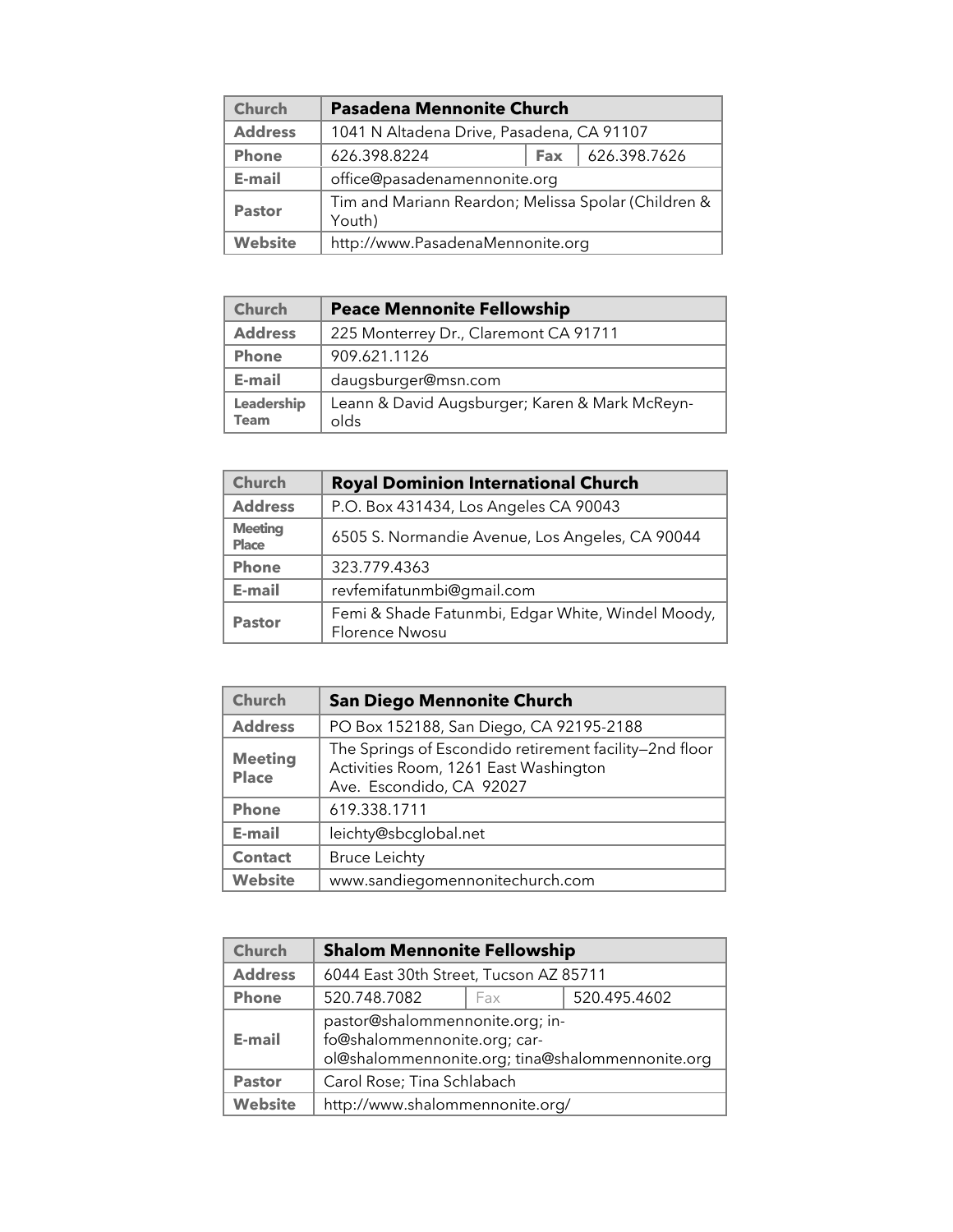| Church | Pasadena Mennonite Church | | |
|---|---|---|---|
| Address | 1041 N Altadena Drive, Pasadena, CA 91107 | | |
| Phone | 626.398.8224 | Fax | 626.398.7626 |
| E-mail | office@pasadenamennonite.org | | |
| Pastor | Tim and Mariann Reardon; Melissa Spolar (Children & Youth) | | |
| Website | http://www.PasadenaMennonite.org | | |

| Church | Peace Mennonite Fellowship |
|---|---|
| Address | 225 Monterrey Dr., Claremont CA 91711 |
| Phone | 909.621.1126 |
| E-mail | daugsburger@msn.com |
| Leadership Team | Leann & David Augsburger; Karen & Mark McReynolds |

| Church | Royal Dominion International Church |
|---|---|
| Address | P.O. Box 431434, Los Angeles CA 90043 |
| Meeting Place | 6505 S. Normandie Avenue, Los Angeles, CA 90044 |
| Phone | 323.779.4363 |
| E-mail | revfemifatunmbi@gmail.com |
| Pastor | Femi & Shade Fatunmbi, Edgar White, Windel Moody, Florence Nwosu |

| Church | San Diego Mennonite Church |
|---|---|
| Address | PO Box 152188, San Diego, CA 92195-2188 |
| Meeting Place | The Springs of Escondido retirement facility—2nd floor Activities Room, 1261 East Washington Ave. Escondido, CA 92027 |
| Phone | 619.338.1711 |
| E-mail | leichty@sbcglobal.net |
| Contact | Bruce Leichty |
| Website | www.sandiegomennonitechurch.com |

| Church | Shalom Mennonite Fellowship | | |
|---|---|---|---|
| Address | 6044 East 30th Street, Tucson AZ 85711 | | |
| Phone | 520.748.7082 | Fax | 520.495.4602 |
| E-mail | pastor@shalommennonite.org; info@shalommennonite.org; carol@shalommennonite.org; tina@shalommennonite.org | | |
| Pastor | Carol Rose; Tina Schlabach | | |
| Website | http://www.shalommennonite.org/ | | |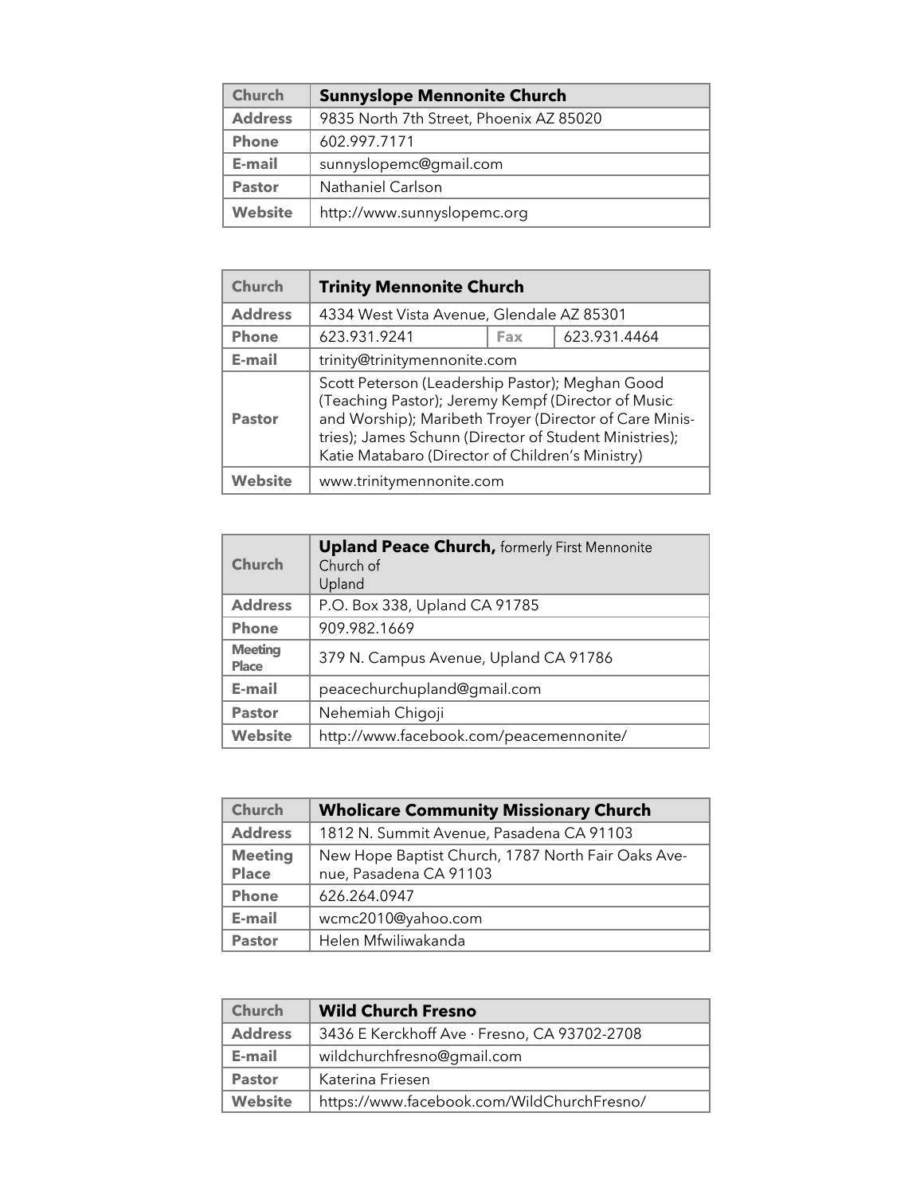| Church | **Sunnyslope Mennonite Church** |
| --- | --- |
| Address | 9835 North 7th Street, Phoenix AZ 85020 |
| Phone | 602.997.7171 |
| E-mail | sunnyslopemc@gmail.com |
| Pastor | Nathaniel Carlson |
| Website | http://www.sunnyslopemc.org |

| Church | **Trinity Mennonite Church** | | |
| --- | --- | --- | --- |
| Address | 4334 West Vista Avenue, Glendale AZ 85301 | | |
| Phone | 623.931.9241 | Fax | 623.931.4464 |
| E-mail | trinity@trinitymennonite.com | | |
| Pastor | Scott Peterson (Leadership Pastor); Meghan Good (Teaching Pastor); Jeremy Kempf (Director of Music and Worship); Maribeth Troyer (Director of Care Ministries); James Schunn (Director of Student Ministries); Katie Matabaro (Director of Children's Ministry) | | |
| Website | www.trinitymennonite.com | | |

| Church | **Upland Peace Church,** formerly First Mennonite Church of Upland |
| --- | --- |
| Address | P.O. Box 338, Upland CA 91785 |
| Phone | 909.982.1669 |
| Meeting Place | 379 N. Campus Avenue, Upland CA 91786 |
| E-mail | peacechurchupland@gmail.com |
| Pastor | Nehemiah Chigoji |
| Website | http://www.facebook.com/peacemennonite/ |

| Church | **Wholicare Community Missionary Church** |
| --- | --- |
| Address | 1812 N. Summit Avenue, Pasadena CA 91103 |
| Meeting Place | New Hope Baptist Church, 1787 North Fair Oaks Avenue, Pasadena CA 91103 |
| Phone | 626.264.0947 |
| E-mail | wcmc2010@yahoo.com |
| Pastor | Helen Mfwiliwakanda |

| Church | **Wild Church Fresno** |
| --- | --- |
| Address | 3436 E Kerckhoff Ave · Fresno, CA 93702-2708 |
| E-mail | wildchurchfresno@gmail.com |
| Pastor | Katerina Friesen |
| Website | https://www.facebook.com/WildChurchFresno/ |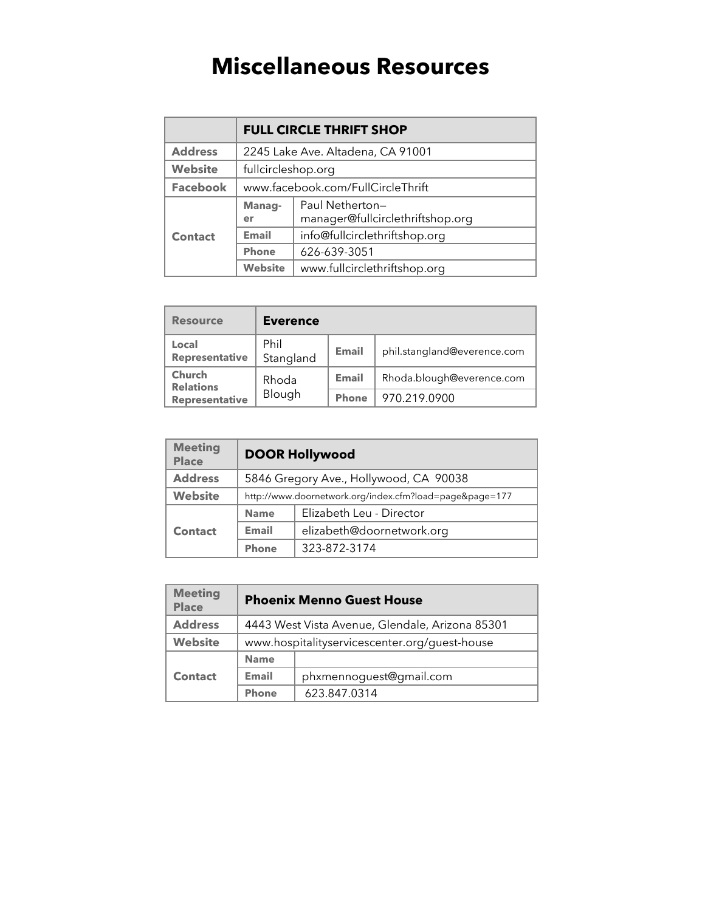# Miscellaneous Resources

| | FULL CIRCLE THRIFT SHOP | |
|---|---|---|
| Address | 2245 Lake Ave. Altadena, CA 91001 | |
| Website | fullcircleshop.org | |
| Facebook | www.facebook.com/FullCircleThrift | |
| Contact | Manager | Paul Netherton– manager@fullcirclethriftshop.org |
| | Email | info@fullcirclethriftshop.org |
| | Phone | 626-639-3051 |
| | Website | www.fullcirclethriftshop.org |

| Resource | Everence | | |
|---|---|---|---|
| Local Representative | Phil Stangland | Email | phil.stangland@everence.com |
| Church Relations Representative | Rhoda Blough | Email | Rhoda.blough@everence.com |
| | | Phone | 970.219.0900 |

| Meeting Place | DOOR Hollywood | |
|---|---|---|
| Address | 5846 Gregory Ave., Hollywood, CA 90038 | |
| Website | http://www.doornetwork.org/index.cfm?load=page&page=177 | |
| Contact | Name | Elizabeth Leu - Director |
| | Email | elizabeth@doornetwork.org |
| | Phone | 323-872-3174 |

| Meeting Place | Phoenix Menno Guest House | |
|---|---|---|
| Address | 4443 West Vista Avenue, Glendale, Arizona 85301 | |
| Website | www.hospitalityservicescenter.org/guest-house | |
| Contact | Name | |
| | Email | phxmennoguest@gmail.com |
| | Phone | 623.847.0314 |